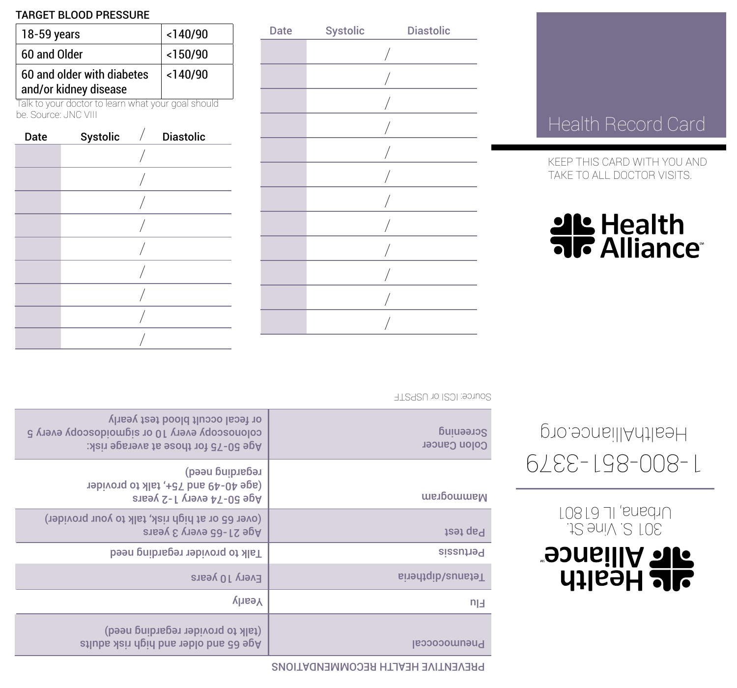## TARGET BLOOD PRESSURE

| | |
|---|---|
| 18-59 years | <140/90 |
| 60 and Older | <150/90 |
| 60 and older with diabetes and/or kidney disease | <140/90 |

Talk to your doctor to learn what your goal should be. Source: JNC VIII

| Date | Systolic / Diastolic |
|---|---|
| | / |
| | / |
| | / |
| | / |
| | / |
| | / |
| | / |
| | / |
| | / |

| Date | Systolic | Diastolic |
|---|---|---|
| | / | |
| | / | |
| | / | |
| | / | |
| | / | |
| | / | |
| | / | |
| | / | |
| | / | |
| | / | |
| | / | |
| | / | |

# Health Record Card

KEEP THIS CARD WITH YOU AND TAKE TO ALL DOCTOR VISITS.

**Health Alliance**[SM]

## PREVENTIVE HEALTH RECOMMENDATIONS

| | |
|---|---|
| Pneumococcal | Age 65 and older and high risk adults (talk to provider regarding need) |
| Flu | Yearly |
| Tetanus/diphtheria | Every 10 years |
| Pertussis | Talk to provider regarding need |
| Pap test | Age 21-65 every 3 years (over 65 or at high risk, talk to your provider) |
| Mammogram | Age 50-74 every 1-2 years (age 40-49 and 75+, talk to provider regarding need) |
| Colon Cancer Screening | Age 50-75 for those at average risk: colonoscopy every 10 or sigmoidoscopy every 5 or fecal occult blood test yearly |

Source: ICSI or USPSTF

**Health Alliance**[SM]

301 S. Vine St.
Urbana, IL 61801

1-800-851-3379

HealthAlliance.org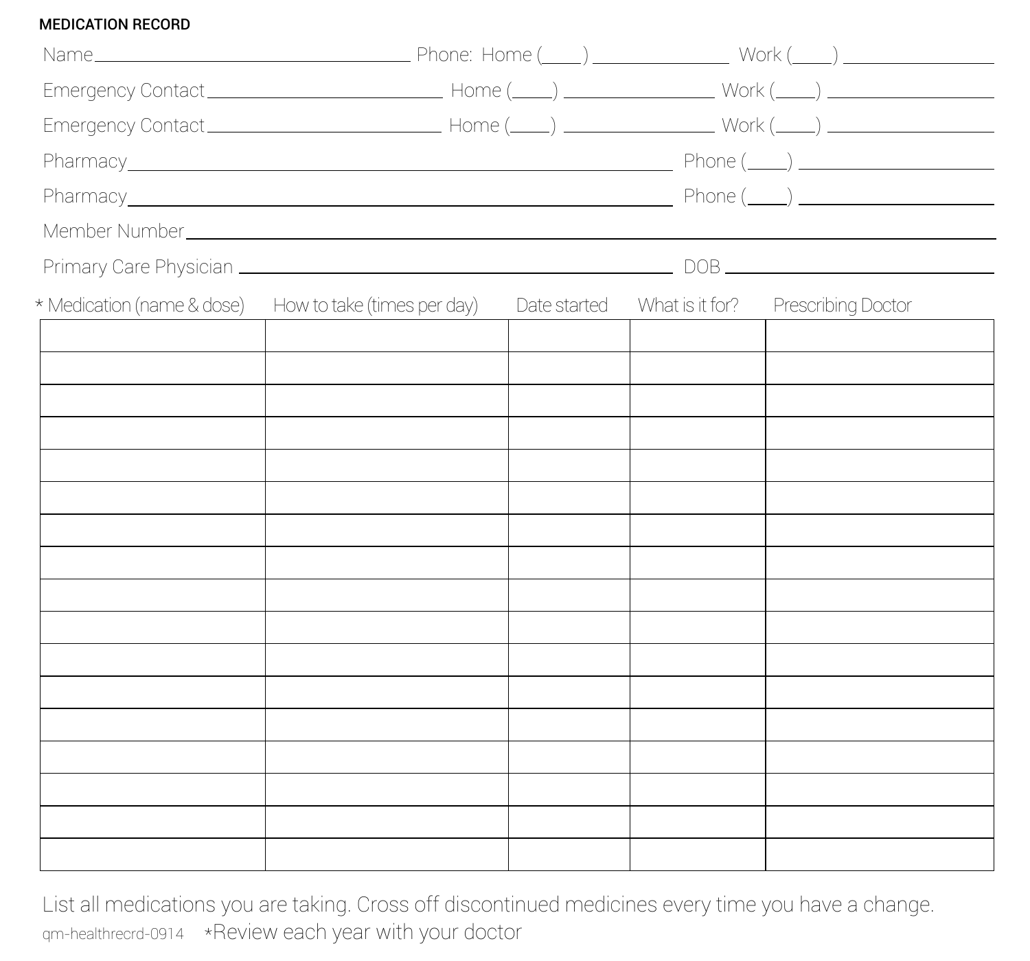## MEDICATION RECORD

Name________________________ Phone: Home (____) ______________ Work (____) ______________

Emergency Contact________________________ Home (____) ______________ Work (____) ______________

Emergency Contact________________________ Home (____) ______________ Work (____) ______________

Pharmacy________________________________________ Phone (____) ______________

Pharmacy________________________________________ Phone (____) ______________

Member Number________________________________________

Primary Care Physician ________________________________ DOB ______________

| * Medication (name & dose) | How to take (times per day) | Date started | What is it for? | Prescribing Doctor |
|---|---|---|---|---|
| | | | | |
| | | | | |
| | | | | |
| | | | | |
| | | | | |
| | | | | |
| | | | | |
| | | | | |
| | | | | |
| | | | | |
| | | | | |
| | | | | |
| | | | | |
| | | | | |
| | | | | |
| | | | | |
| | | | | |

List all medications you are taking. Cross off discontinued medicines every time you have a change.

qm-healthrecrd-0914 *Review each year with your doctor